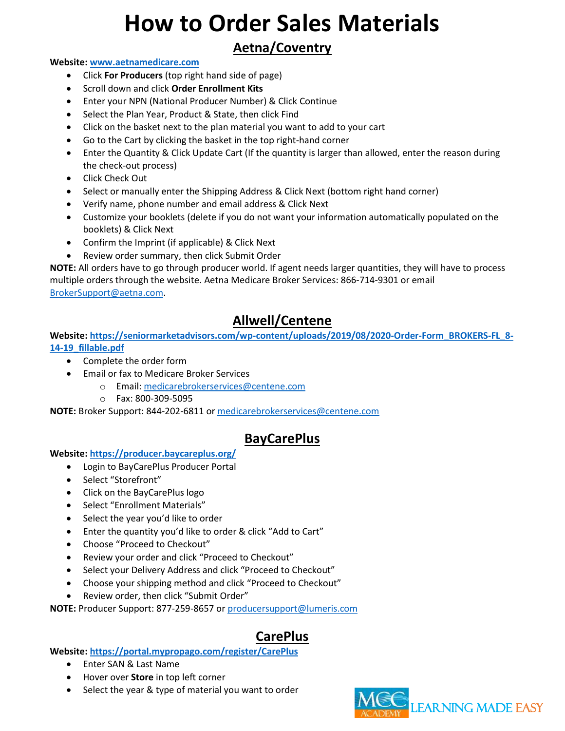# How to Order Sales Materials

## Aetna/Coventry

**Website: www.aetnamedicare.com**

- Click **For Producers** (top right hand side of page)
- Scroll down and click **Order Enrollment Kits**
- Enter your NPN (National Producer Number) & Click Continue
- Select the Plan Year, Product & State, then click Find
- Click on the basket next to the plan material you want to add to your cart
- Go to the Cart by clicking the basket in the top right-hand corner
- Enter the Quantity & Click Update Cart (If the quantity is larger than allowed, enter the reason during the check-out process)
- Click Check Out
- Select or manually enter the Shipping Address & Click Next (bottom right hand corner)
- Verify name, phone number and email address & Click Next
- Customize your booklets (delete if you do not want your information automatically populated on the booklets) & Click Next
- Confirm the Imprint (if applicable) & Click Next
- Review order summary, then click Submit Order

**NOTE:** All orders have to go through producer world. If agent needs larger quantities, they will have to process multiple orders through the website. Aetna Medicare Broker Services: 866-714-9301 or email BrokerSupport@aetna.com.

## Allwell/Centene

**Website: https://seniormarketadvisors.com/wp-content/uploads/2019/08/2020-Order-Form_BROKERS-FL_8-14-19_fillable.pdf**

- Complete the order form
- Email or fax to Medicare Broker Services
  - Email: medicarebrokerservices@centene.com
  - Fax: 800-309-5095

**NOTE:** Broker Support: 844-202-6811 or medicarebrokerservices@centene.com

## BayCarePlus

**Website: https://producer.baycareplus.org/**

- Login to BayCarePlus Producer Portal
- Select "Storefront"
- Click on the BayCarePlus logo
- Select "Enrollment Materials"
- Select the year you'd like to order
- Enter the quantity you'd like to order & click "Add to Cart"
- Choose "Proceed to Checkout"
- Review your order and click "Proceed to Checkout"
- Select your Delivery Address and click "Proceed to Checkout"
- Choose your shipping method and click "Proceed to Checkout"
- Review order, then click "Submit Order"

**NOTE:** Producer Support: 877-259-8657 or producersupport@lumeris.com

## CarePlus

**Website: https://portal.mypropago.com/register/CarePlus**

- Enter SAN & Last Name
- Hover over **Store** in top left corner
- Select the year & type of material you want to order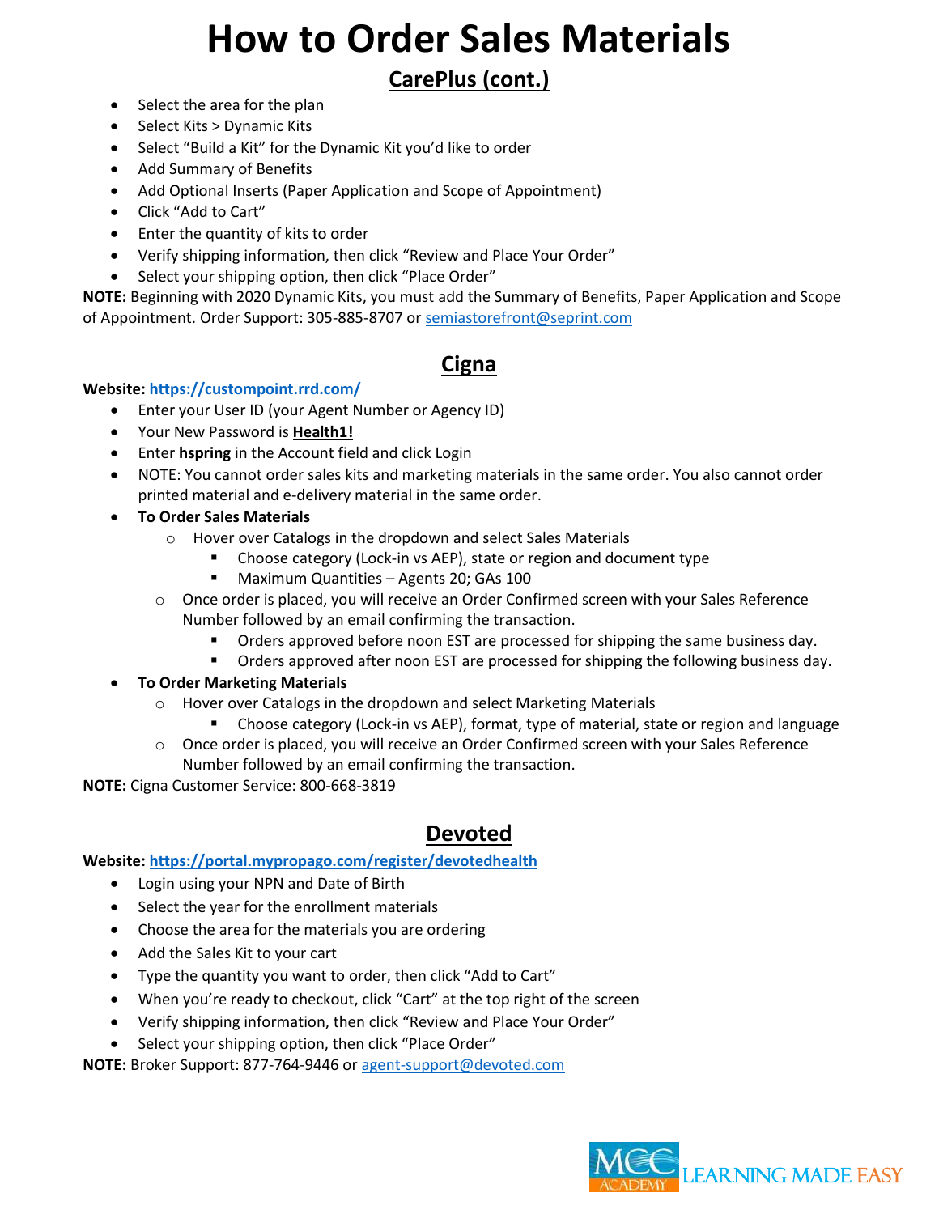# How to Order Sales Materials

## CarePlus (cont.)

- Select the area for the plan
- Select Kits > Dynamic Kits
- Select “Build a Kit” for the Dynamic Kit you’d like to order
- Add Summary of Benefits
- Add Optional Inserts (Paper Application and Scope of Appointment)
- Click “Add to Cart”
- Enter the quantity of kits to order
- Verify shipping information, then click “Review and Place Your Order”
- Select your shipping option, then click “Place Order”

**NOTE:** Beginning with 2020 Dynamic Kits, you must add the Summary of Benefits, Paper Application and Scope of Appointment. Order Support: 305-885-8707 or semiastorefront@seprint.com

## Cigna

**Website: https://custompoint.rrd.com/**

- Enter your User ID (your Agent Number or Agency ID)
- Your New Password is **Health1!**
- Enter **hspring** in the Account field and click Login
- NOTE: You cannot order sales kits and marketing materials in the same order. You also cannot order printed material and e-delivery material in the same order.
- **To Order Sales Materials**
  - Hover over Catalogs in the dropdown and select Sales Materials
    - Choose category (Lock-in vs AEP), state or region and document type
    - Maximum Quantities – Agents 20; GAs 100
  - Once order is placed, you will receive an Order Confirmed screen with your Sales Reference Number followed by an email confirming the transaction.
    - Orders approved before noon EST are processed for shipping the same business day.
    - Orders approved after noon EST are processed for shipping the following business day.
- **To Order Marketing Materials**
  - Hover over Catalogs in the dropdown and select Marketing Materials
    - Choose category (Lock-in vs AEP), format, type of material, state or region and language
  - Once order is placed, you will receive an Order Confirmed screen with your Sales Reference Number followed by an email confirming the transaction.

**NOTE:** Cigna Customer Service: 800-668-3819

## Devoted

**Website: https://portal.mypropago.com/register/devotedhealth**

- Login using your NPN and Date of Birth
- Select the year for the enrollment materials
- Choose the area for the materials you are ordering
- Add the Sales Kit to your cart
- Type the quantity you want to order, then click “Add to Cart”
- When you’re ready to checkout, click “Cart” at the top right of the screen
- Verify shipping information, then click “Review and Place Your Order”
- Select your shipping option, then click “Place Order”

**NOTE:** Broker Support: 877-764-9446 or agent-support@devoted.com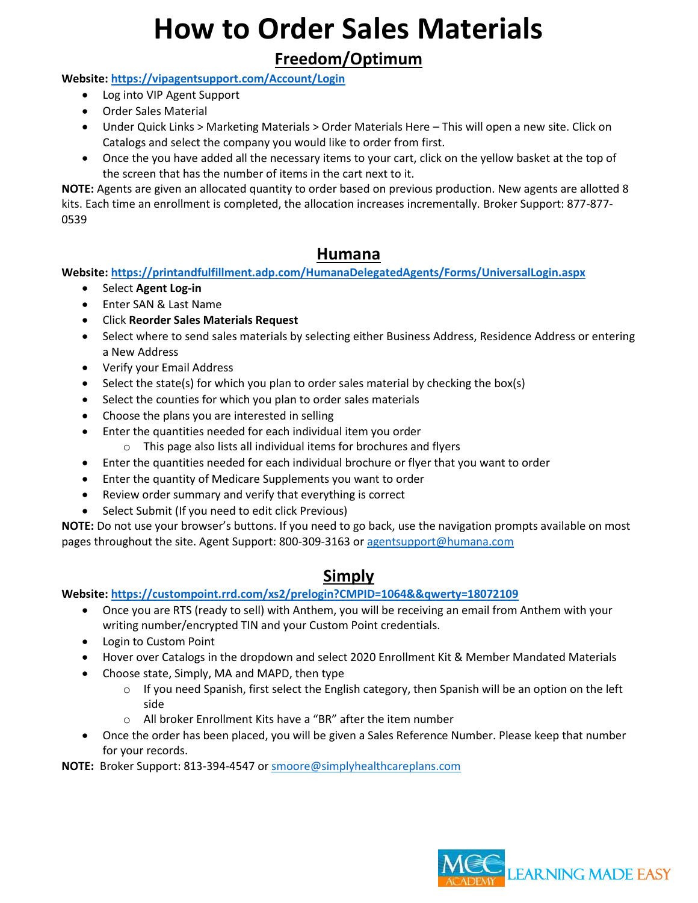# How to Order Sales Materials

## Freedom/Optimum

**Website:** [https://vipagentsupport.com/Account/Login](https://vipagentsupport.com/Account/Login)

- Log into VIP Agent Support
- Order Sales Material
- Under Quick Links > Marketing Materials > Order Materials Here – This will open a new site. Click on Catalogs and select the company you would like to order from first.
- Once the you have added all the necessary items to your cart, click on the yellow basket at the top of the screen that has the number of items in the cart next to it.

**NOTE:** Agents are given an allocated quantity to order based on previous production. New agents are allotted 8 kits. Each time an enrollment is completed, the allocation increases incrementally. Broker Support: 877-877-0539

## Humana

**Website:** [https://printandfulfillment.adp.com/HumanaDelegatedAgents/Forms/UniversalLogin.aspx](https://printandfulfillment.adp.com/HumanaDelegatedAgents/Forms/UniversalLogin.aspx)

- Select **Agent Log-in**
- Enter SAN & Last Name
- Click **Reorder Sales Materials Request**
- Select where to send sales materials by selecting either Business Address, Residence Address or entering a New Address
- Verify your Email Address
- Select the state(s) for which you plan to order sales material by checking the box(s)
- Select the counties for which you plan to order sales materials
- Choose the plans you are interested in selling
- Enter the quantities needed for each individual item you order
    - This page also lists all individual items for brochures and flyers
- Enter the quantities needed for each individual brochure or flyer that you want to order
- Enter the quantity of Medicare Supplements you want to order
- Review order summary and verify that everything is correct
- Select Submit (If you need to edit click Previous)

**NOTE:** Do not use your browser's buttons. If you need to go back, use the navigation prompts available on most pages throughout the site. Agent Support: 800-309-3163 or [agentsupport@humana.com](mailto:agentsupport@humana.com)

## Simply

**Website:** [https://custompoint.rrd.com/xs2/prelogin?CMPID=1064&&qwerty=18072109](https://custompoint.rrd.com/xs2/prelogin?CMPID=1064&&qwerty=18072109)

- Once you are RTS (ready to sell) with Anthem, you will be receiving an email from Anthem with your writing number/encrypted TIN and your Custom Point credentials.
- Login to Custom Point
- Hover over Catalogs in the dropdown and select 2020 Enrollment Kit & Member Mandated Materials
- Choose state, Simply, MA and MAPD, then type
    - If you need Spanish, first select the English category, then Spanish will be an option on the left side
    - All broker Enrollment Kits have a "BR" after the item number
- Once the order has been placed, you will be given a Sales Reference Number. Please keep that number for your records.

**NOTE:** Broker Support: 813-394-4547 or [smoore@simplyhealthcareplans.com](mailto:smoore@simplyhealthcareplans.com)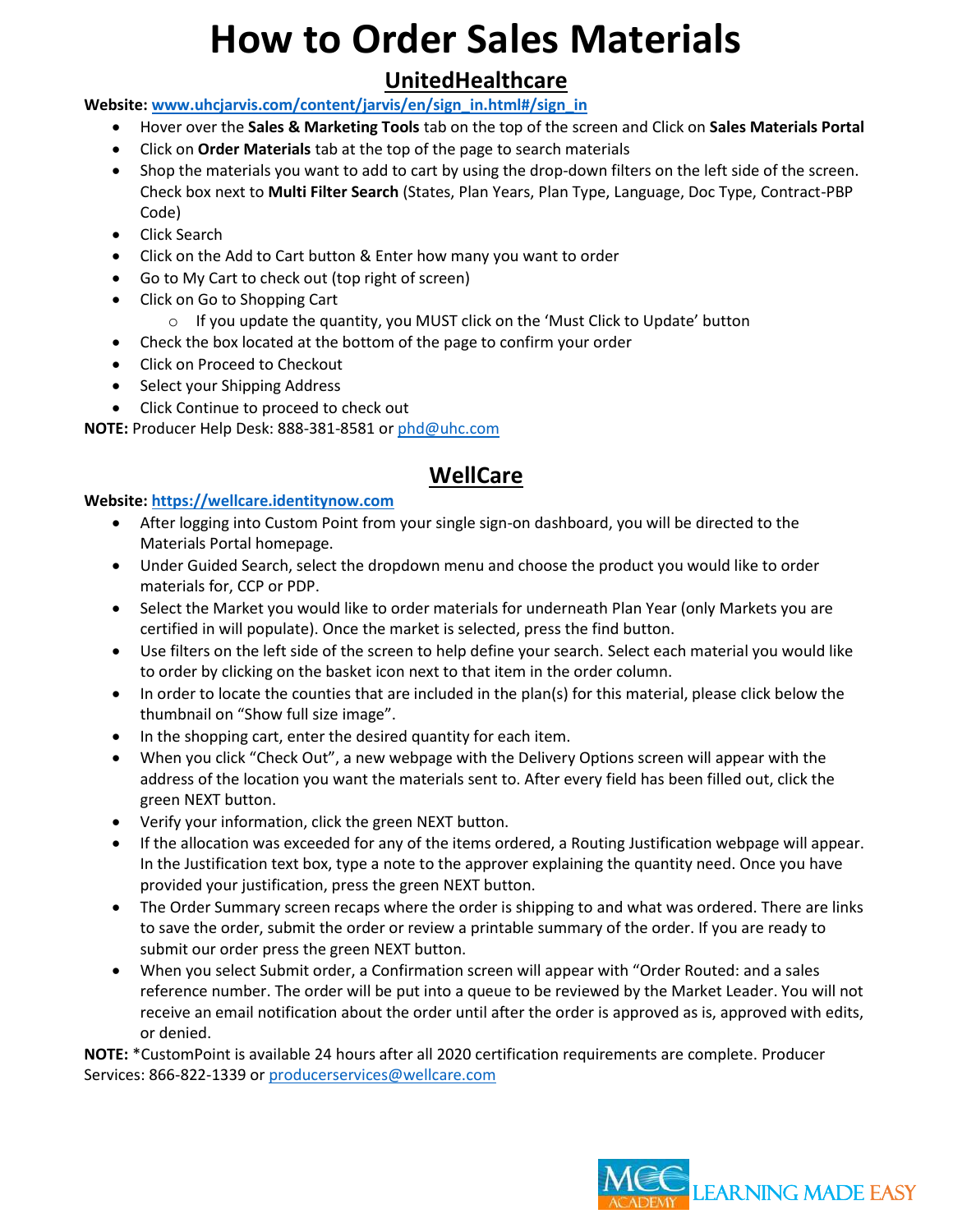# How to Order Sales Materials

## UnitedHealthcare

**Website:** **www.uhcjarvis.com/content/jarvis/en/sign_in.html#/sign_in**

- Hover over the **Sales & Marketing Tools** tab on the top of the screen and Click on **Sales Materials Portal**
- Click on **Order Materials** tab at the top of the page to search materials
- Shop the materials you want to add to cart by using the drop-down filters on the left side of the screen. Check box next to **Multi Filter Search** (States, Plan Years, Plan Type, Language, Doc Type, Contract-PBP Code)
- Click Search
- Click on the Add to Cart button & Enter how many you want to order
- Go to My Cart to check out (top right of screen)
- Click on Go to Shopping Cart
  - If you update the quantity, you MUST click on the 'Must Click to Update' button
- Check the box located at the bottom of the page to confirm your order
- Click on Proceed to Checkout
- Select your Shipping Address
- Click Continue to proceed to check out

**NOTE:** Producer Help Desk: 888-381-8581 or phd@uhc.com

## WellCare

**Website:** **https://wellcare.identitynow.com**

- After logging into Custom Point from your single sign-on dashboard, you will be directed to the Materials Portal homepage.
- Under Guided Search, select the dropdown menu and choose the product you would like to order materials for, CCP or PDP.
- Select the Market you would like to order materials for underneath Plan Year (only Markets you are certified in will populate). Once the market is selected, press the find button.
- Use filters on the left side of the screen to help define your search. Select each material you would like to order by clicking on the basket icon next to that item in the order column.
- In order to locate the counties that are included in the plan(s) for this material, please click below the thumbnail on "Show full size image".
- In the shopping cart, enter the desired quantity for each item.
- When you click "Check Out", a new webpage with the Delivery Options screen will appear with the address of the location you want the materials sent to. After every field has been filled out, click the green NEXT button.
- Verify your information, click the green NEXT button.
- If the allocation was exceeded for any of the items ordered, a Routing Justification webpage will appear. In the Justification text box, type a note to the approver explaining the quantity need. Once you have provided your justification, press the green NEXT button.
- The Order Summary screen recaps where the order is shipping to and what was ordered. There are links to save the order, submit the order or review a printable summary of the order. If you are ready to submit our order press the green NEXT button.
- When you select Submit order, a Confirmation screen will appear with "Order Routed: and a sales reference number. The order will be put into a queue to be reviewed by the Market Leader. You will not receive an email notification about the order until after the order is approved as is, approved with edits, or denied.

**NOTE:** *CustomPoint is available 24 hours after all 2020 certification requirements are complete. Producer Services: 866-822-1339 or producerservices@wellcare.com

MCC ACADEMY LEARNING MADE EASY